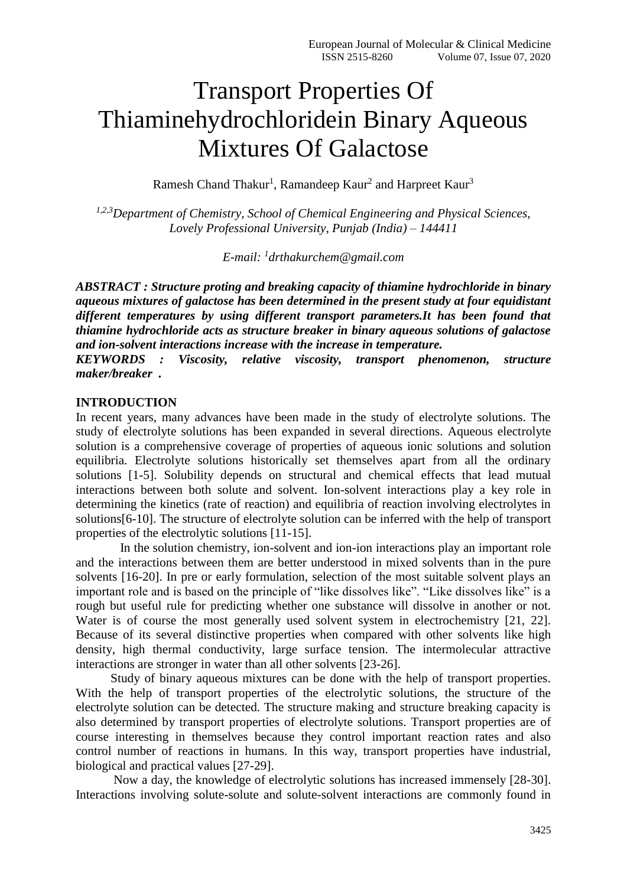# Transport Properties Of Thiaminehydrochloridein Binary Aqueous Mixtures Of Galactose

Ramesh Chand Thakur[1], Ramandeep Kaur[2] and Harpreet Kaur[3]

*[1,2,3]Department of Chemistry, School of Chemical Engineering and Physical Sciences, Lovely Professional University, Punjab (India) – 144411*

*E-mail: [1]drthakurchem@gmail.com*

***ABSTRACT : Structure proting and breaking capacity of thiamine hydrochloride in binary aqueous mixtures of galactose has been determined in the present study at four equidistant different temperatures by using different transport parameters.It has been found that thiamine hydrochloride acts as structure breaker in binary aqueous solutions of galactose and ion-solvent interactions increase with the increase in temperature.***

***KEYWORDS : Viscosity, relative viscosity, transport phenomenon, structure maker/breaker .***

## INTRODUCTION

In recent years, many advances have been made in the study of electrolyte solutions. The study of electrolyte solutions has been expanded in several directions. Aqueous electrolyte solution is a comprehensive coverage of properties of aqueous ionic solutions and solution equilibria. Electrolyte solutions historically set themselves apart from all the ordinary solutions [1-5]. Solubility depends on structural and chemical effects that lead mutual interactions between both solute and solvent. Ion-solvent interactions play a key role in determining the kinetics (rate of reaction) and equilibria of reaction involving electrolytes in solutions[6-10]. The structure of electrolyte solution can be inferred with the help of transport properties of the electrolytic solutions [11-15].

In the solution chemistry, ion-solvent and ion-ion interactions play an important role and the interactions between them are better understood in mixed solvents than in the pure solvents [16-20]. In pre or early formulation, selection of the most suitable solvent plays an important role and is based on the principle of "like dissolves like". "Like dissolves like" is a rough but useful rule for predicting whether one substance will dissolve in another or not. Water is of course the most generally used solvent system in electrochemistry [21, 22]. Because of its several distinctive properties when compared with other solvents like high density, high thermal conductivity, large surface tension. The intermolecular attractive interactions are stronger in water than all other solvents [23-26].

Study of binary aqueous mixtures can be done with the help of transport properties. With the help of transport properties of the electrolytic solutions, the structure of the electrolyte solution can be detected. The structure making and structure breaking capacity is also determined by transport properties of electrolyte solutions. Transport properties are of course interesting in themselves because they control important reaction rates and also control number of reactions in humans. In this way, transport properties have industrial, biological and practical values [27-29].

Now a day, the knowledge of electrolytic solutions has increased immensely [28-30]. Interactions involving solute-solute and solute-solvent interactions are commonly found in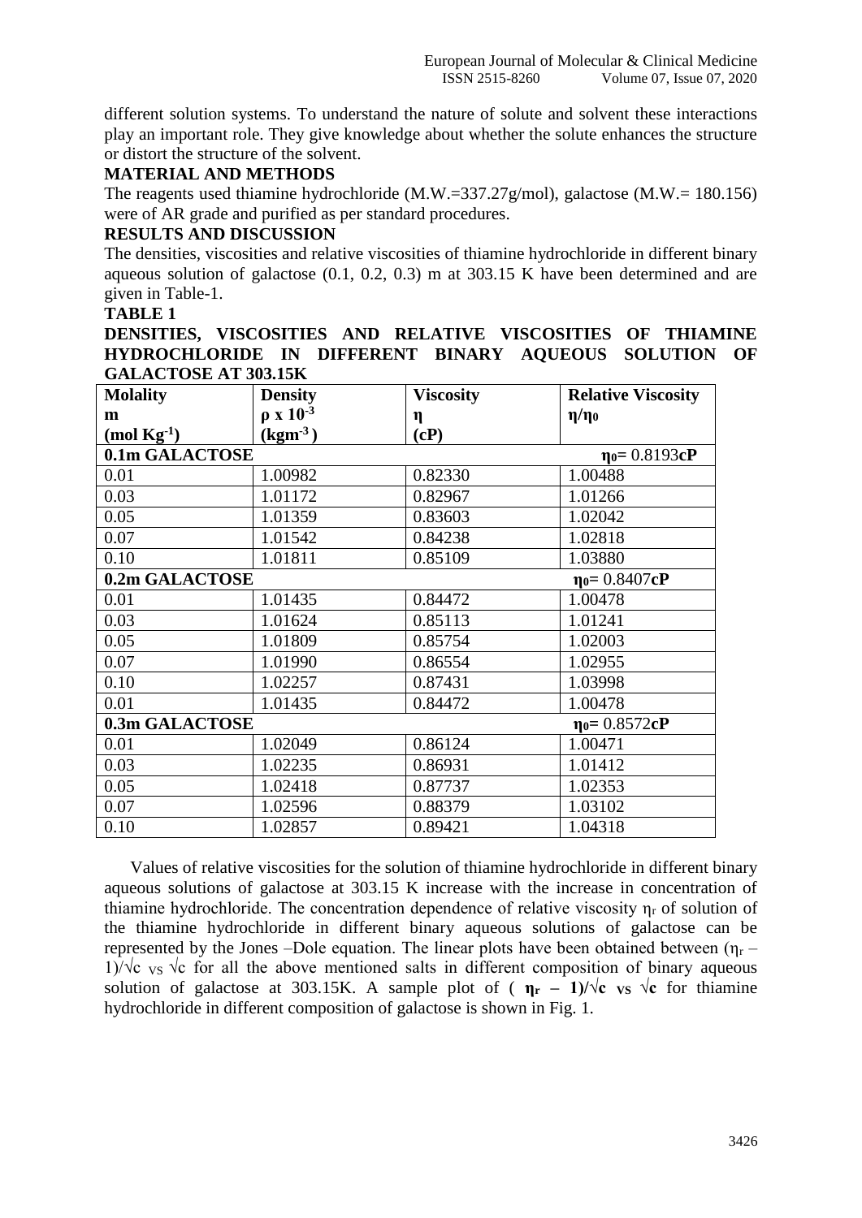different solution systems. To understand the nature of solute and solvent these interactions play an important role. They give knowledge about whether the solute enhances the structure or distort the structure of the solvent.

## MATERIAL AND METHODS

The reagents used thiamine hydrochloride (M.W.=337.27g/mol), galactose (M.W.= 180.156) were of AR grade and purified as per standard procedures.

## RESULTS AND DISCUSSION

The densities, viscosities and relative viscosities of thiamine hydrochloride in different binary aqueous solution of galactose (0.1, 0.2, 0.3) m at 303.15 K have been determined and are given in Table-1.

**TABLE 1**

**DENSITIES, VISCOSITIES AND RELATIVE VISCOSITIES OF THIAMINE HYDROCHLORIDE IN DIFFERENT BINARY AQUEOUS SOLUTION OF GALACTOSE AT 303.15K**

| **Molality m $(mol\ Kg^{-1})$** | **Density $\rho \times 10^{-3}$ $(kgm^{-3})$** | **Viscosity $\eta$ (cP)** | **Relative Viscosity $\eta/\eta_0$** |
|---|---|---|---|
| **0.1m GALACTOSE** | | | **$\eta_0$= 0.8193cP** |
| 0.01 | 1.00982 | 0.82330 | 1.00488 |
| 0.03 | 1.01172 | 0.82967 | 1.01266 |
| 0.05 | 1.01359 | 0.83603 | 1.02042 |
| 0.07 | 1.01542 | 0.84238 | 1.02818 |
| 0.10 | 1.01811 | 0.85109 | 1.03880 |
| **0.2m GALACTOSE** | | | **$\eta_0$= 0.8407cP** |
| 0.01 | 1.01435 | 0.84472 | 1.00478 |
| 0.03 | 1.01624 | 0.85113 | 1.01241 |
| 0.05 | 1.01809 | 0.85754 | 1.02003 |
| 0.07 | 1.01990 | 0.86554 | 1.02955 |
| 0.10 | 1.02257 | 0.87431 | 1.03998 |
| 0.01 | 1.01435 | 0.84472 | 1.00478 |
| **0.3m GALACTOSE** | | | **$\eta_0$= 0.8572cP** |
| 0.01 | 1.02049 | 0.86124 | 1.00471 |
| 0.03 | 1.02235 | 0.86931 | 1.01412 |
| 0.05 | 1.02418 | 0.87737 | 1.02353 |
| 0.07 | 1.02596 | 0.88379 | 1.03102 |
| 0.10 | 1.02857 | 0.89421 | 1.04318 |

Values of relative viscosities for the solution of thiamine hydrochloride in different binary aqueous solutions of galactose at 303.15 K increase with the increase in concentration of thiamine hydrochloride. The concentration dependence of relative viscosity $\eta_r$ of solution of the thiamine hydrochloride in different binary aqueous solutions of galactose can be represented by the Jones –Dole equation. The linear plots have been obtained between $(\eta_r - 1)/\sqrt{c}$ VS $\sqrt{c}$ for all the above mentioned salts in different composition of binary aqueous solution of galactose at 303.15K. A sample plot of **$(\eta_r - 1)/\sqrt{c}$ VS $\sqrt{c}$** for thiamine hydrochloride in different composition of galactose is shown in Fig. 1.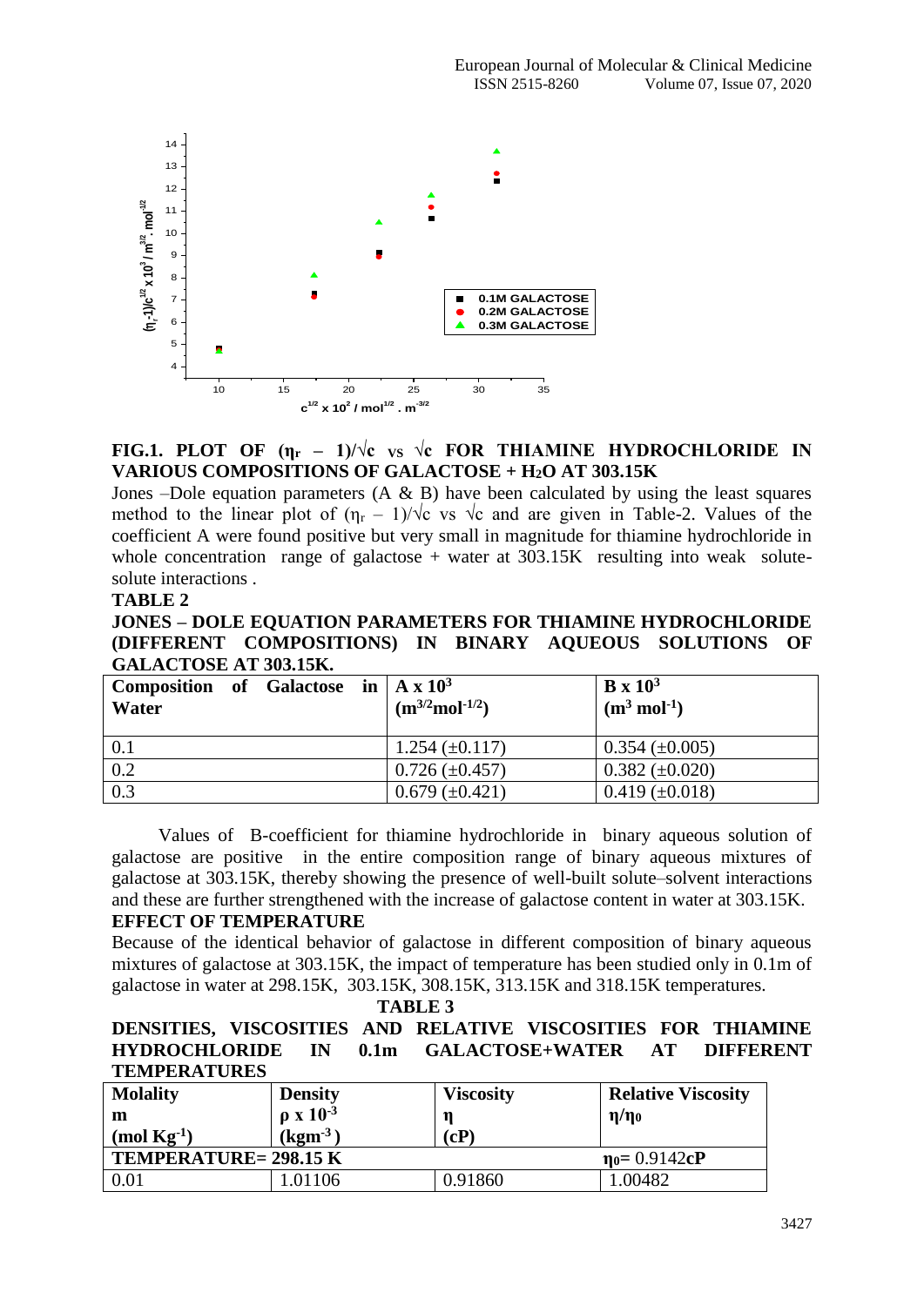**FIG.1. PLOT OF $(\eta_r - 1)/\sqrt{c}$ vs $\sqrt{c}$ FOR THIAMINE HYDROCHLORIDE IN VARIOUS COMPOSITIONS OF GALACTOSE + $H_2O$ AT 303.15K**

Jones –Dole equation parameters (A & B) have been calculated by using the least squares method to the linear plot of $(\eta_r - 1)/\sqrt{c}$ vs $\sqrt{c}$ and are given in Table-2. Values of the coefficient A were found positive but very small in magnitude for thiamine hydrochloride in whole concentration range of galactose + water at 303.15K resulting into weak solute-solute interactions .

**TABLE 2**

**JONES – DOLE EQUATION PARAMETERS FOR THIAMINE HYDROCHLORIDE (DIFFERENT COMPOSITIONS) IN BINARY AQUEOUS SOLUTIONS OF GALACTOSE AT 303.15K.**

| Composition of Galactose in Water | A x $10^3$ ($m^{3/2}mol^{-1/2}$) | B x $10^3$ ($m^3$ $mol^{-1}$) |
|---|---|---|
| 0.1 | 1.254 (±0.117) | 0.354 (±0.005) |
| 0.2 | 0.726 (±0.457) | 0.382 (±0.020) |
| 0.3 | 0.679 (±0.421) | 0.419 (±0.018) |

Values of B-coefficient for thiamine hydrochloride in binary aqueous solution of galactose are positive in the entire composition range of binary aqueous mixtures of galactose at 303.15K, thereby showing the presence of well-built solute–solvent interactions and these are further strengthened with the increase of galactose content in water at 303.15K.

**EFFECT OF TEMPERATURE**

Because of the identical behavior of galactose in different composition of binary aqueous mixtures of galactose at 303.15K, the impact of temperature has been studied only in 0.1m of galactose in water at 298.15K, 303.15K, 308.15K, 313.15K and 318.15K temperatures.

**TABLE 3**

**DENSITIES, VISCOSITIES AND RELATIVE VISCOSITIES FOR THIAMINE HYDROCHLORIDE IN 0.1m GALACTOSE+WATER AT DIFFERENT TEMPERATURES**

| Molality m (mol $Kg^{-1}$) | Density $\rho$ x $10^{-3}$ ($kgm^{-3}$) | Viscosity $\eta$ (cP) | Relative Viscosity $\eta/\eta_0$ |
|---|---|---|---|
| **TEMPERATURE= 298.15 K** | | | $\eta_0$= 0.9142**cP** |
| 0.01 | 1.01106 | 0.91860 | 1.00482 |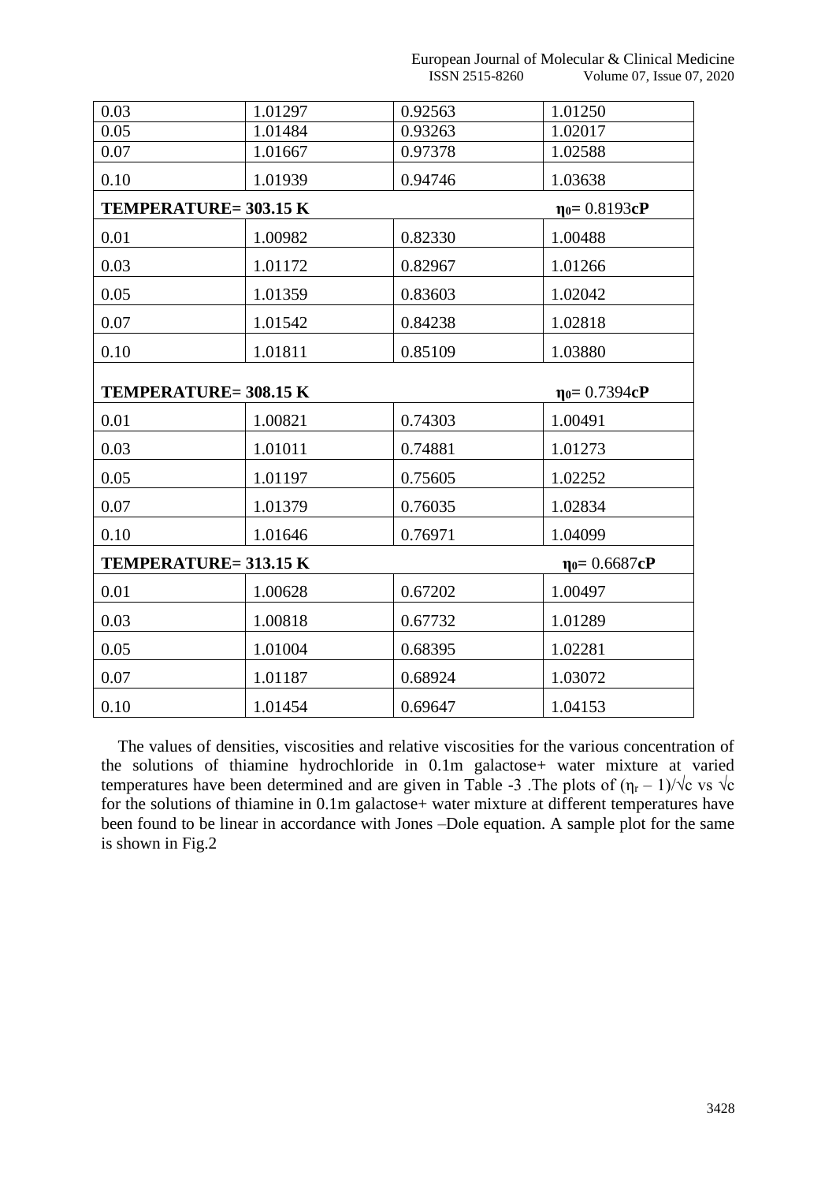| | | | |
|---|---|---|---|
| 0.03 | 1.01297 | 0.92563 | 1.01250 |
| 0.05 | 1.01484 | 0.93263 | 1.02017 |
| 0.07 | 1.01667 | 0.97378 | 1.02588 |
| 0.10 | 1.01939 | 0.94746 | 1.03638 |
| **TEMPERATURE= 303.15 K** | | | $\eta_0$= 0.8193**cP** |
| 0.01 | 1.00982 | 0.82330 | 1.00488 |
| 0.03 | 1.01172 | 0.82967 | 1.01266 |
| 0.05 | 1.01359 | 0.83603 | 1.02042 |
| 0.07 | 1.01542 | 0.84238 | 1.02818 |
| 0.10 | 1.01811 | 0.85109 | 1.03880 |
| **TEMPERATURE= 308.15 K** | | | $\eta_0$= 0.7394**cP** |
| 0.01 | 1.00821 | 0.74303 | 1.00491 |
| 0.03 | 1.01011 | 0.74881 | 1.01273 |
| 0.05 | 1.01197 | 0.75605 | 1.02252 |
| 0.07 | 1.01379 | 0.76035 | 1.02834 |
| 0.10 | 1.01646 | 0.76971 | 1.04099 |
| **TEMPERATURE= 313.15 K** | | | $\eta_0$= 0.6687**cP** |
| 0.01 | 1.00628 | 0.67202 | 1.00497 |
| 0.03 | 1.00818 | 0.67732 | 1.01289 |
| 0.05 | 1.01004 | 0.68395 | 1.02281 |
| 0.07 | 1.01187 | 0.68924 | 1.03072 |
| 0.10 | 1.01454 | 0.69647 | 1.04153 |

The values of densities, viscosities and relative viscosities for the various concentration of the solutions of thiamine hydrochloride in 0.1m galactose+ water mixture at varied temperatures have been determined and are given in Table -3 .The plots of $(\eta_r - 1)/\sqrt{c}$ vs $\sqrt{c}$ for the solutions of thiamine in 0.1m galactose+ water mixture at different temperatures have been found to be linear in accordance with Jones –Dole equation. A sample plot for the same is shown in Fig.2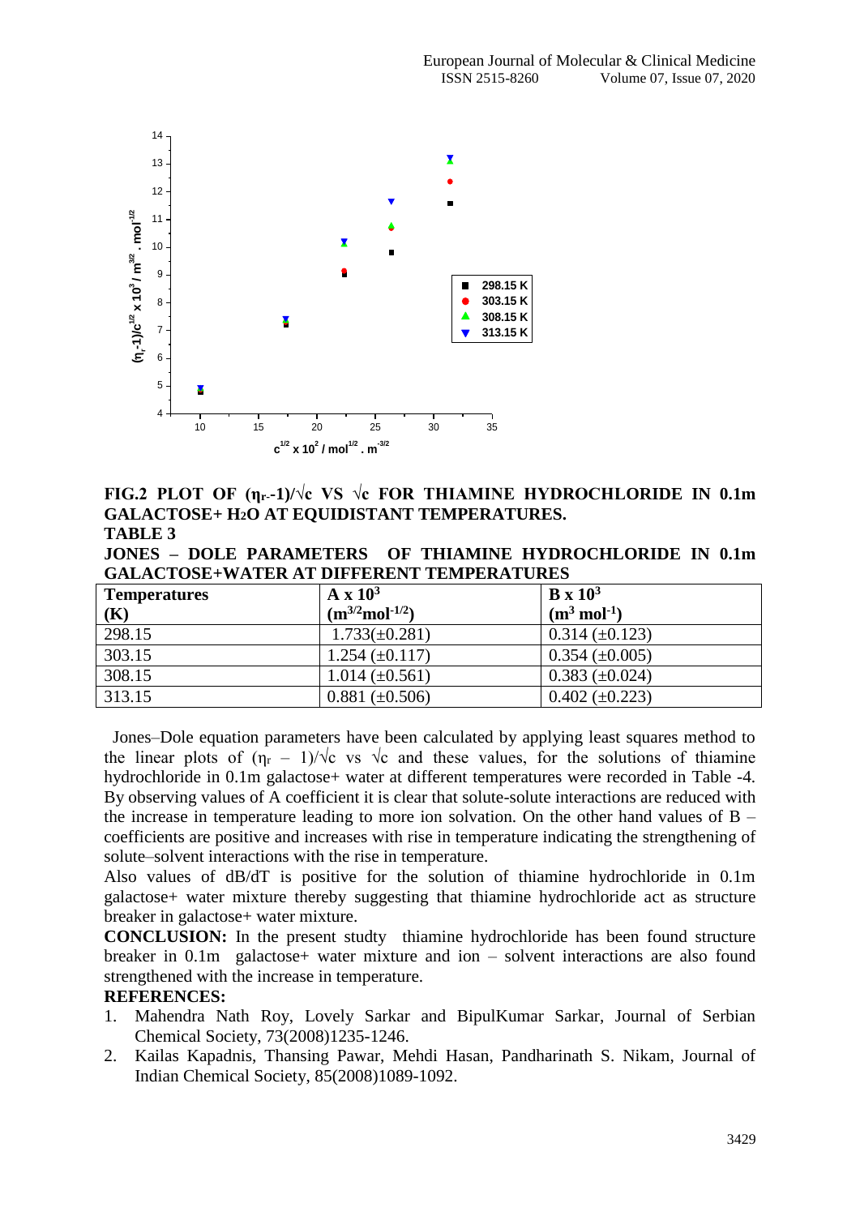**FIG.2 PLOT OF $(\eta_r-1)/\sqrt{c}$ VS $\sqrt{c}$ FOR THIAMINE HYDROCHLORIDE IN 0.1m GALACTOSE+ $H_2O$ AT EQUIDISTANT TEMPERATURES.**

**TABLE 3**

**JONES – DOLE PARAMETERS OF THIAMINE HYDROCHLORIDE IN 0.1m GALACTOSE+WATER AT DIFFERENT TEMPERATURES**

| **Temperatures (K)** | **$A \times 10^3$ ($m^{3/2}mol^{-1/2}$)** | **$B \times 10^3$ ($m^3\ mol^{-1}$)** |
|---|---|---|
| 298.15 | 1.733(±0.281) | 0.314 (±0.123) |
| 303.15 | 1.254 (±0.117) | 0.354 (±0.005) |
| 308.15 | 1.014 (±0.561) | 0.383 (±0.024) |
| 313.15 | 0.881 (±0.506) | 0.402 (±0.223) |

Jones–Dole equation parameters have been calculated by applying least squares method to the linear plots of $(\eta_r - 1)/\sqrt{c}$ vs $\sqrt{c}$ and these values, for the solutions of thiamine hydrochloride in 0.1m galactose+ water at different temperatures were recorded in Table -4. By observing values of A coefficient it is clear that solute-solute interactions are reduced with the increase in temperature leading to more ion solvation. On the other hand values of B – coefficients are positive and increases with rise in temperature indicating the strengthening of solute–solvent interactions with the rise in temperature.

Also values of dB/dT is positive for the solution of thiamine hydrochloride in 0.1m galactose+ water mixture thereby suggesting that thiamine hydrochloride act as structure breaker in galactose+ water mixture.

**CONCLUSION:** In the present studty thiamine hydrochloride has been found structure breaker in 0.1m galactose+ water mixture and ion – solvent interactions are also found strengthened with the increase in temperature.

**REFERENCES:**

1. Mahendra Nath Roy, Lovely Sarkar and BipulKumar Sarkar, Journal of Serbian Chemical Society, 73(2008)1235-1246.
2. Kailas Kapadnis, Thansing Pawar, Mehdi Hasan, Pandharinath S. Nikam, Journal of Indian Chemical Society, 85(2008)1089-1092.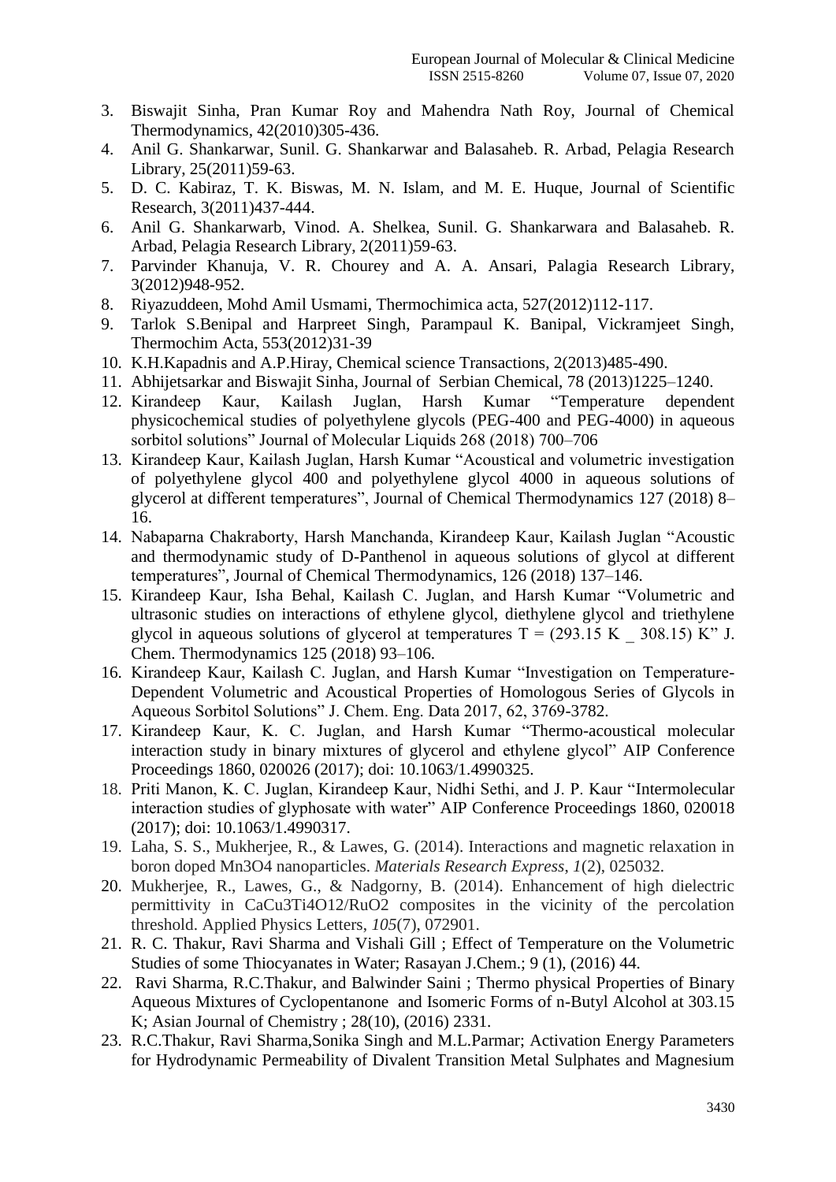3. Biswajit Sinha, Pran Kumar Roy and Mahendra Nath Roy, Journal of Chemical Thermodynamics, 42(2010)305-436.
4. Anil G. Shankarwar, Sunil. G. Shankarwar and Balasaheb. R. Arbad, Pelagia Research Library, 25(2011)59-63.
5. D. C. Kabiraz, T. K. Biswas, M. N. Islam, and M. E. Huque, Journal of Scientific Research, 3(2011)437-444.
6. Anil G. Shankarwarb, Vinod. A. Shelkea, Sunil. G. Shankarwara and Balasaheb. R. Arbad, Pelagia Research Library, 2(2011)59-63.
7. Parvinder Khanuja, V. R. Chourey and A. A. Ansari, Palagia Research Library, 3(2012)948-952.
8. Riyazuddeen, Mohd Amil Usmami, Thermochimica acta, 527(2012)112-117.
9. Tarlok S.Benipal and Harpreet Singh, Parampaul K. Banipal, Vickramjeet Singh, Thermochim Acta, 553(2012)31-39
10. K.H.Kapadnis and A.P.Hiray, Chemical science Transactions, 2(2013)485-490.
11. Abhijetsarkar and Biswajit Sinha, Journal of Serbian Chemical, 78 (2013)1225–1240.
12. Kirandeep Kaur, Kailash Juglan, Harsh Kumar "Temperature dependent physicochemical studies of polyethylene glycols (PEG-400 and PEG-4000) in aqueous sorbitol solutions" Journal of Molecular Liquids 268 (2018) 700–706
13. Kirandeep Kaur, Kailash Juglan, Harsh Kumar "Acoustical and volumetric investigation of polyethylene glycol 400 and polyethylene glycol 4000 in aqueous solutions of glycerol at different temperatures", Journal of Chemical Thermodynamics 127 (2018) 8–16.
14. Nabaparna Chakraborty, Harsh Manchanda, Kirandeep Kaur, Kailash Juglan "Acoustic and thermodynamic study of D-Panthenol in aqueous solutions of glycol at different temperatures", Journal of Chemical Thermodynamics, 126 (2018) 137–146.
15. Kirandeep Kaur, Isha Behal, Kailash C. Juglan, and Harsh Kumar "Volumetric and ultrasonic studies on interactions of ethylene glycol, diethylene glycol and triethylene glycol in aqueous solutions of glycerol at temperatures T = (293.15 K _ 308.15) K" J. Chem. Thermodynamics 125 (2018) 93–106.
16. Kirandeep Kaur, Kailash C. Juglan, and Harsh Kumar "Investigation on Temperature-Dependent Volumetric and Acoustical Properties of Homologous Series of Glycols in Aqueous Sorbitol Solutions" J. Chem. Eng. Data 2017, 62, 3769-3782.
17. Kirandeep Kaur, K. C. Juglan, and Harsh Kumar "Thermo-acoustical molecular interaction study in binary mixtures of glycerol and ethylene glycol" AIP Conference Proceedings 1860, 020026 (2017); doi: 10.1063/1.4990325.
18. Priti Manon, K. C. Juglan, Kirandeep Kaur, Nidhi Sethi, and J. P. Kaur "Intermolecular interaction studies of glyphosate with water" AIP Conference Proceedings 1860, 020018 (2017); doi: 10.1063/1.4990317.
19. Laha, S. S., Mukherjee, R., & Lawes, G. (2014). Interactions and magnetic relaxation in boron doped $Mn_3O_4$ nanoparticles. *Materials Research Express*, *1*(2), 025032.
20. Mukherjee, R., Lawes, G., & Nadgorny, B. (2014). Enhancement of high dielectric permittivity in $CaCu_3Ti_4O_{12}/RuO_2$ composites in the vicinity of the percolation threshold. Applied Physics Letters, *105*(7), 072901.
21. R. C. Thakur, Ravi Sharma and Vishali Gill ; Effect of Temperature on the Volumetric Studies of some Thiocyanates in Water; Rasayan J.Chem.; 9 (1), (2016) 44.
22. Ravi Sharma, R.C.Thakur, and Balwinder Saini ; Thermo physical Properties of Binary Aqueous Mixtures of Cyclopentanone and Isomeric Forms of n-Butyl Alcohol at 303.15 K; Asian Journal of Chemistry ; 28(10), (2016) 2331.
23. R.C.Thakur, Ravi Sharma,Sonika Singh and M.L.Parmar; Activation Energy Parameters for Hydrodynamic Permeability of Divalent Transition Metal Sulphates and Magnesium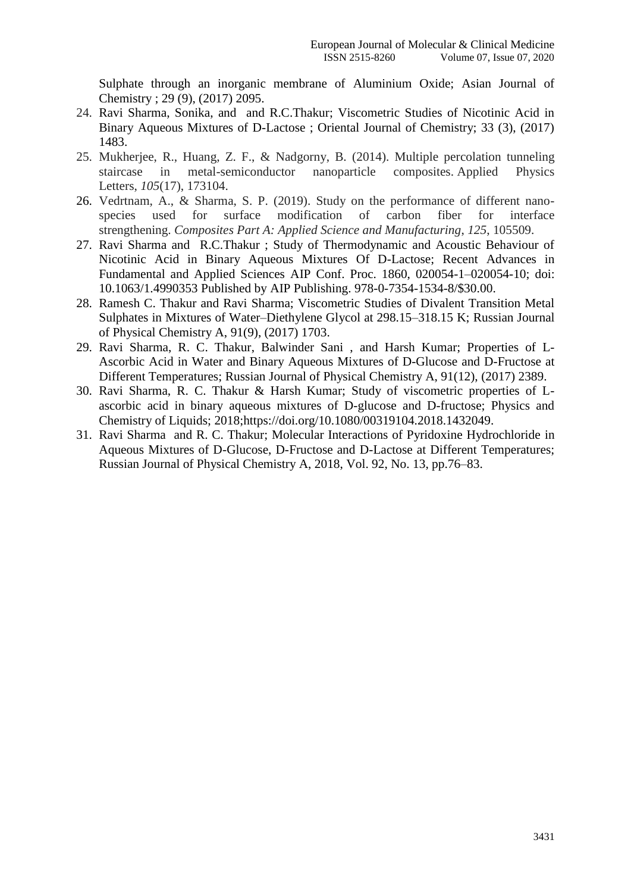Sulphate through an inorganic membrane of Aluminium Oxide; Asian Journal of Chemistry ; 29 (9), (2017) 2095.

24. Ravi Sharma, Sonika, and and R.C.Thakur; Viscometric Studies of Nicotinic Acid in Binary Aqueous Mixtures of D-Lactose ; Oriental Journal of Chemistry; 33 (3), (2017) 1483.
25. Mukherjee, R., Huang, Z. F., & Nadgorny, B. (2014). Multiple percolation tunneling staircase in metal-semiconductor nanoparticle composites. Applied Physics Letters, *105*(17), 173104.
26. Vedrtnam, A., & Sharma, S. P. (2019). Study on the performance of different nano-species used for surface modification of carbon fiber for interface strengthening. *Composites Part A: Applied Science and Manufacturing*, *125*, 105509.
27. Ravi Sharma and R.C.Thakur ; Study of Thermodynamic and Acoustic Behaviour of Nicotinic Acid in Binary Aqueous Mixtures Of D-Lactose; Recent Advances in Fundamental and Applied Sciences AIP Conf. Proc. 1860, 020054-1–020054-10; doi: 10.1063/1.4990353 Published by AIP Publishing. 978-0-7354-1534-8/$30.00.
28. Ramesh C. Thakur and Ravi Sharma; Viscometric Studies of Divalent Transition Metal Sulphates in Mixtures of Water–Diethylene Glycol at 298.15–318.15 K; Russian Journal of Physical Chemistry A, 91(9), (2017) 1703.
29. Ravi Sharma, R. C. Thakur, Balwinder Sani , and Harsh Kumar; Properties of L-Ascorbic Acid in Water and Binary Aqueous Mixtures of D-Glucose and D-Fructose at Different Temperatures; Russian Journal of Physical Chemistry A, 91(12), (2017) 2389.
30. Ravi Sharma, R. C. Thakur & Harsh Kumar; Study of viscometric properties of L-ascorbic acid in binary aqueous mixtures of D-glucose and D-fructose; Physics and Chemistry of Liquids; 2018;https://doi.org/10.1080/00319104.2018.1432049.
31. Ravi Sharma and R. C. Thakur; Molecular Interactions of Pyridoxine Hydrochloride in Aqueous Mixtures of D-Glucose, D-Fructose and D-Lactose at Different Temperatures; Russian Journal of Physical Chemistry A, 2018, Vol. 92, No. 13, pp.76–83.